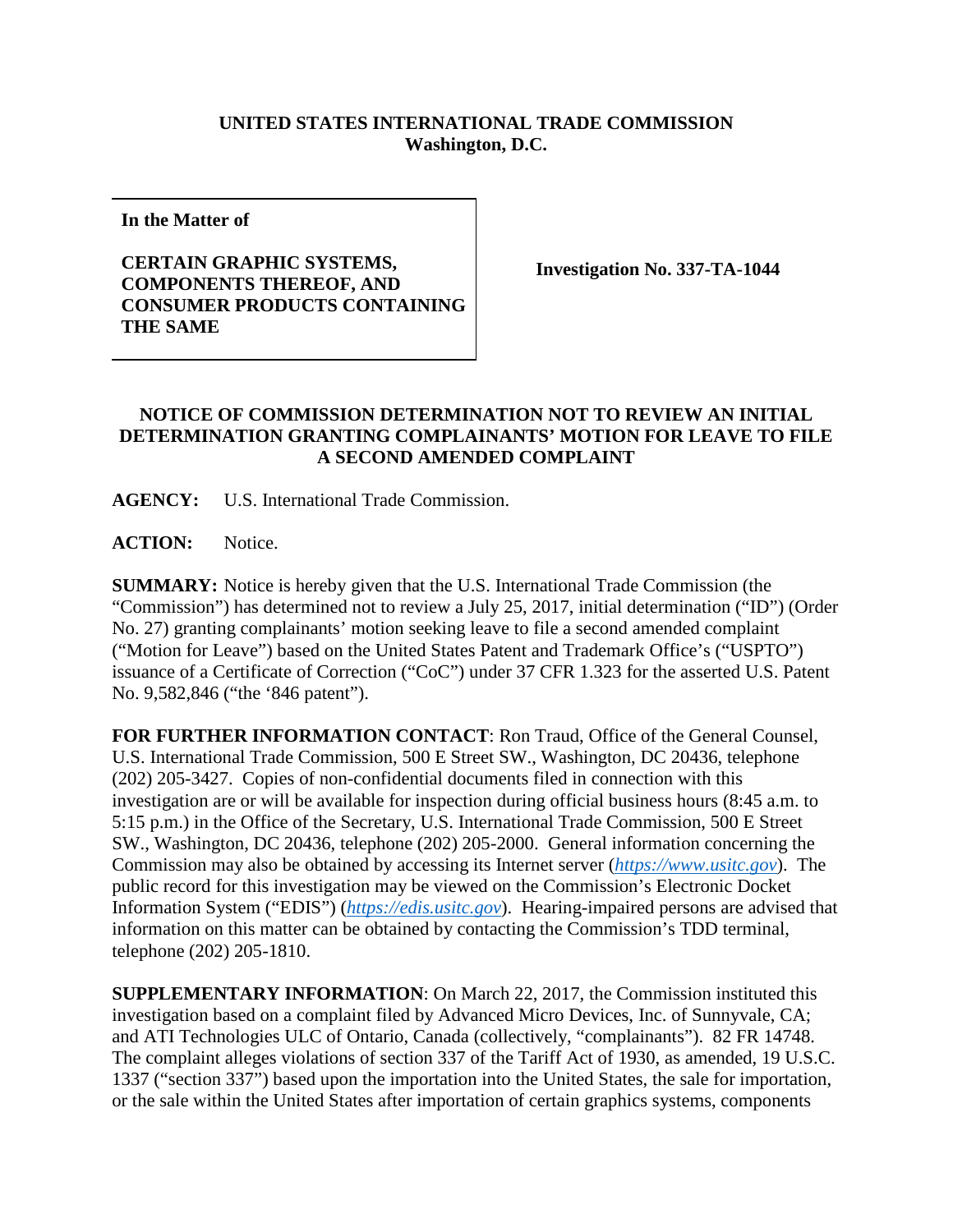**UNITED STATES INTERNATIONAL TRADE COMMISSION**
**Washington, D.C.**

| **In the Matter of** **CERTAIN GRAPHIC SYSTEMS, COMPONENTS THEREOF, AND CONSUMER PRODUCTS CONTAINING THE SAME** | **Investigation No. 337-TA-1044** |
|---|---|

## NOTICE OF COMMISSION DETERMINATION NOT TO REVIEW AN INITIAL DETERMINATION GRANTING COMPLAINANTS' MOTION FOR LEAVE TO FILE A SECOND AMENDED COMPLAINT

**AGENCY:** U.S. International Trade Commission.

**ACTION:** Notice.

**SUMMARY:** Notice is hereby given that the U.S. International Trade Commission (the "Commission") has determined not to review a July 25, 2017, initial determination ("ID") (Order No. 27) granting complainants' motion seeking leave to file a second amended complaint ("Motion for Leave") based on the United States Patent and Trademark Office's ("USPTO") issuance of a Certificate of Correction ("CoC") under 37 CFR 1.323 for the asserted U.S. Patent No. 9,582,846 ("the '846 patent").

**FOR FURTHER INFORMATION CONTACT**: Ron Traud, Office of the General Counsel, U.S. International Trade Commission, 500 E Street SW., Washington, DC 20436, telephone (202) 205-3427. Copies of non-confidential documents filed in connection with this investigation are or will be available for inspection during official business hours (8:45 a.m. to 5:15 p.m.) in the Office of the Secretary, U.S. International Trade Commission, 500 E Street SW., Washington, DC 20436, telephone (202) 205-2000. General information concerning the Commission may also be obtained by accessing its Internet server (*https://www.usitc.gov*). The public record for this investigation may be viewed on the Commission's Electronic Docket Information System ("EDIS") (*https://edis.usitc.gov*). Hearing-impaired persons are advised that information on this matter can be obtained by contacting the Commission's TDD terminal, telephone (202) 205-1810.

**SUPPLEMENTARY INFORMATION**: On March 22, 2017, the Commission instituted this investigation based on a complaint filed by Advanced Micro Devices, Inc. of Sunnyvale, CA; and ATI Technologies ULC of Ontario, Canada (collectively, "complainants"). 82 FR 14748. The complaint alleges violations of section 337 of the Tariff Act of 1930, as amended, 19 U.S.C. 1337 ("section 337") based upon the importation into the United States, the sale for importation, or the sale within the United States after importation of certain graphics systems, components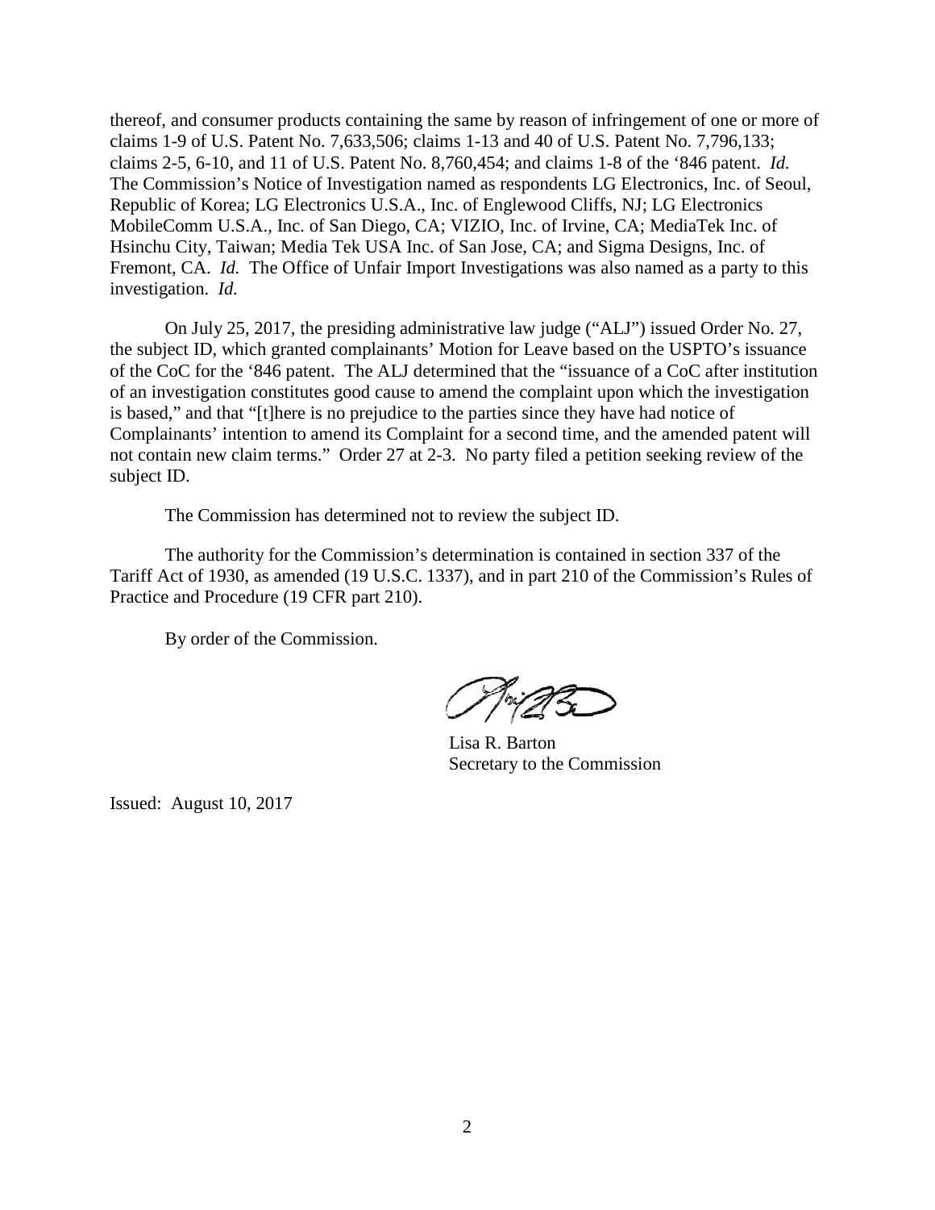thereof, and consumer products containing the same by reason of infringement of one or more of claims 1-9 of U.S. Patent No. 7,633,506; claims 1-13 and 40 of U.S. Patent No. 7,796,133; claims 2-5, 6-10, and 11 of U.S. Patent No. 8,760,454; and claims 1-8 of the '846 patent. *Id.* The Commission's Notice of Investigation named as respondents LG Electronics, Inc. of Seoul, Republic of Korea; LG Electronics U.S.A., Inc. of Englewood Cliffs, NJ; LG Electronics MobileComm U.S.A., Inc. of San Diego, CA; VIZIO, Inc. of Irvine, CA; MediaTek Inc. of Hsinchu City, Taiwan; Media Tek USA Inc. of San Jose, CA; and Sigma Designs, Inc. of Fremont, CA. *Id.* The Office of Unfair Import Investigations was also named as a party to this investigation. *Id.*

On July 25, 2017, the presiding administrative law judge ("ALJ") issued Order No. 27, the subject ID, which granted complainants' Motion for Leave based on the USPTO's issuance of the CoC for the '846 patent. The ALJ determined that the "issuance of a CoC after institution of an investigation constitutes good cause to amend the complaint upon which the investigation is based," and that "[t]here is no prejudice to the parties since they have had notice of Complainants' intention to amend its Complaint for a second time, and the amended patent will not contain new claim terms." Order 27 at 2-3. No party filed a petition seeking review of the subject ID.

The Commission has determined not to review the subject ID.

The authority for the Commission's determination is contained in section 337 of the Tariff Act of 1930, as amended (19 U.S.C. 1337), and in part 210 of the Commission's Rules of Practice and Procedure (19 CFR part 210).

By order of the Commission.

Lisa R. Barton
Secretary to the Commission

Issued: August 10, 2017